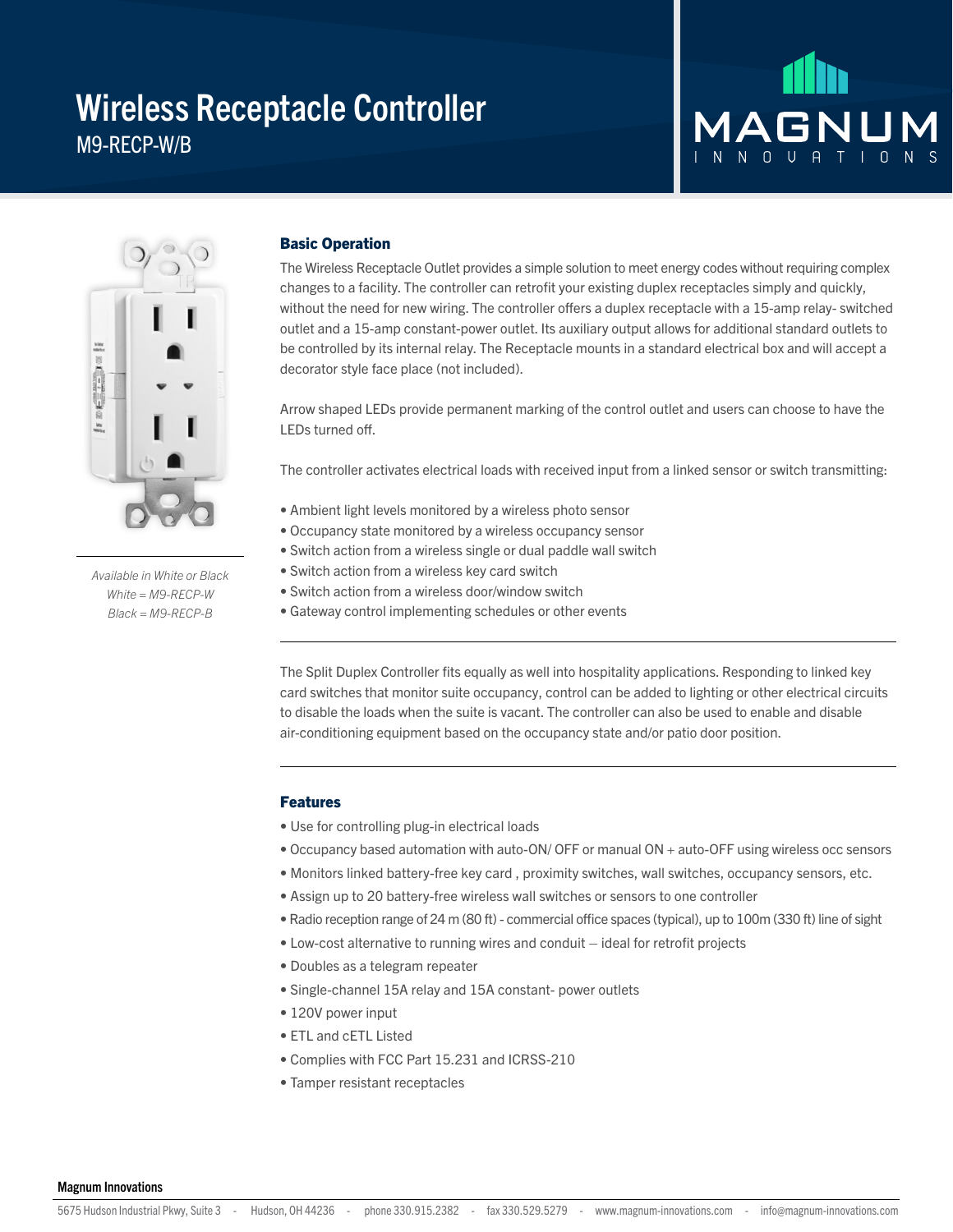# Wireless Receptacle Controller

## M9-RECP-W/B

MAGNUM INNOVATIONS

*Available in White or Black*
*White = M9-RECP-W*
*Black = M9-RECP-B*

### Basic Operation

The Wireless Receptacle Outlet provides a simple solution to meet energy codes without requiring complex changes to a facility. The controller can retrofit your existing duplex receptacles simply and quickly, without the need for new wiring. The controller offers a duplex receptacle with a 15-amp relay- switched outlet and a 15-amp constant-power outlet. Its auxiliary output allows for additional standard outlets to be controlled by its internal relay. The Receptacle mounts in a standard electrical box and will accept a decorator style face place (not included).

Arrow shaped LEDs provide permanent marking of the control outlet and users can choose to have the LEDs turned off.

The controller activates electrical loads with received input from a linked sensor or switch transmitting:

- Ambient light levels monitored by a wireless photo sensor
- Occupancy state monitored by a wireless occupancy sensor
- Switch action from a wireless single or dual paddle wall switch
- Switch action from a wireless key card switch
- Switch action from a wireless door/window switch
- Gateway control implementing schedules or other events

---

The Split Duplex Controller fits equally as well into hospitality applications. Responding to linked key card switches that monitor suite occupancy, control can be added to lighting or other electrical circuits to disable the loads when the suite is vacant. The controller can also be used to enable and disable air-conditioning equipment based on the occupancy state and/or patio door position.

---

### Features

- Use for controlling plug-in electrical loads
- Occupancy based automation with auto-ON/ OFF or manual ON + auto-OFF using wireless occ sensors
- Monitors linked battery-free key card , proximity switches, wall switches, occupancy sensors, etc.
- Assign up to 20 battery-free wireless wall switches or sensors to one controller
- Radio reception range of 24 m (80 ft) - commercial office spaces (typical), up to 100m (330 ft) line of sight
- Low-cost alternative to running wires and conduit – ideal for retrofit projects
- Doubles as a telegram repeater
- Single-channel 15A relay and 15A constant- power outlets
- 120V power input
- ETL and cETL Listed
- Complies with FCC Part 15.231 and ICRSS-210
- Tamper resistant receptacles

**Magnum Innovations**

5675 Hudson Industrial Pkwy, Suite 3 - Hudson, OH 44236 - phone 330.915.2382 - fax 330.529.5279 - www.magnum-innovations.com - info@magnum-innovations.com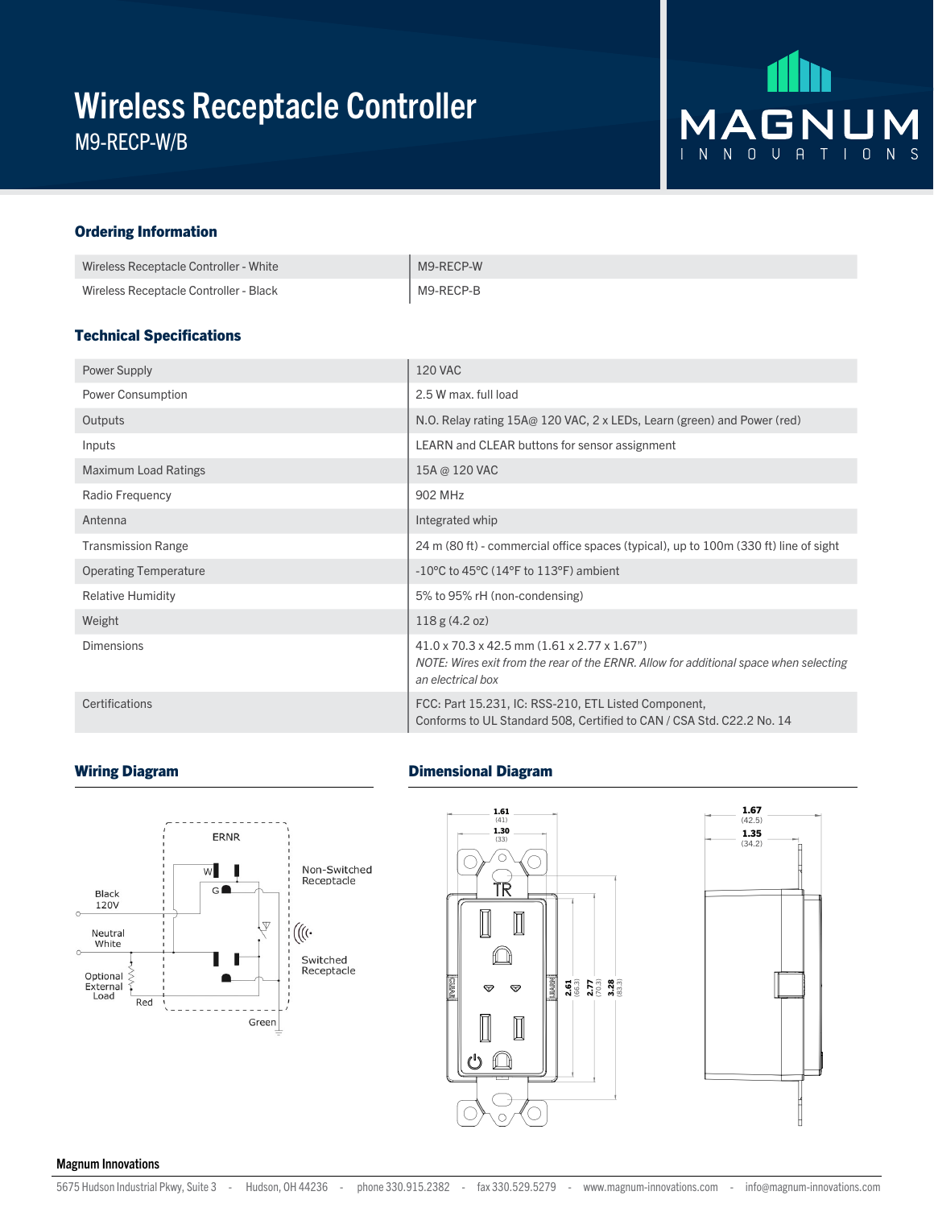# Wireless Receptacle Controller

M9-RECP-W/B

MAGNUM INNOVATIONS

## Ordering Information

| | |
|---|---|
| Wireless Receptacle Controller - White | M9-RECP-W |
| Wireless Receptacle Controller - Black | M9-RECP-B |

## Technical Specifications

| | |
|---|---|
| Power Supply | 120 VAC |
| Power Consumption | 2.5 W max. full load |
| Outputs | N.O. Relay rating 15A@ 120 VAC, 2 x LEDs, Learn (green) and Power (red) |
| Inputs | LEARN and CLEAR buttons for sensor assignment |
| Maximum Load Ratings | 15A @ 120 VAC |
| Radio Frequency | 902 MHz |
| Antenna | Integrated whip |
| Transmission Range | 24 m (80 ft) - commercial office spaces (typical), up to 100m (330 ft) line of sight |
| Operating Temperature | -10°C to 45°C (14°F to 113°F) ambient |
| Relative Humidity | 5% to 95% rH (non-condensing) |
| Weight | 118 g (4.2 oz) |
| Dimensions | 41.0 x 70.3 x 42.5 mm (1.61 x 2.77 x 1.67") *NOTE: Wires exit from the rear of the ERNR. Allow for additional space when selecting an electrical box* |
| Certifications | FCC: Part 15.231, IC: RSS-210, ETL Listed Component, Conforms to UL Standard 508, Certified to CAN / CSA Std. C22.2 No. 14 |

## Wiring Diagram

ERNR
W
G
Black
120V
Neutral
White
Optional
External
Load
Red
Green
Non-Switched Receptacle
Switched Receptacle

## Dimensional Diagram

1.61 (41)
1.30 (33)
2.61 (66.3)
2.77 (70.3)
3.28 (83.3)
1.67 (42.5)
1.35 (34.2)

**Magnum Innovations**

5675 Hudson Industrial Pkwy, Suite 3 - Hudson, OH 44236 - phone 330.915.2382 - fax 330.529.5279 - www.magnum-innovations.com - info@magnum-innovations.com